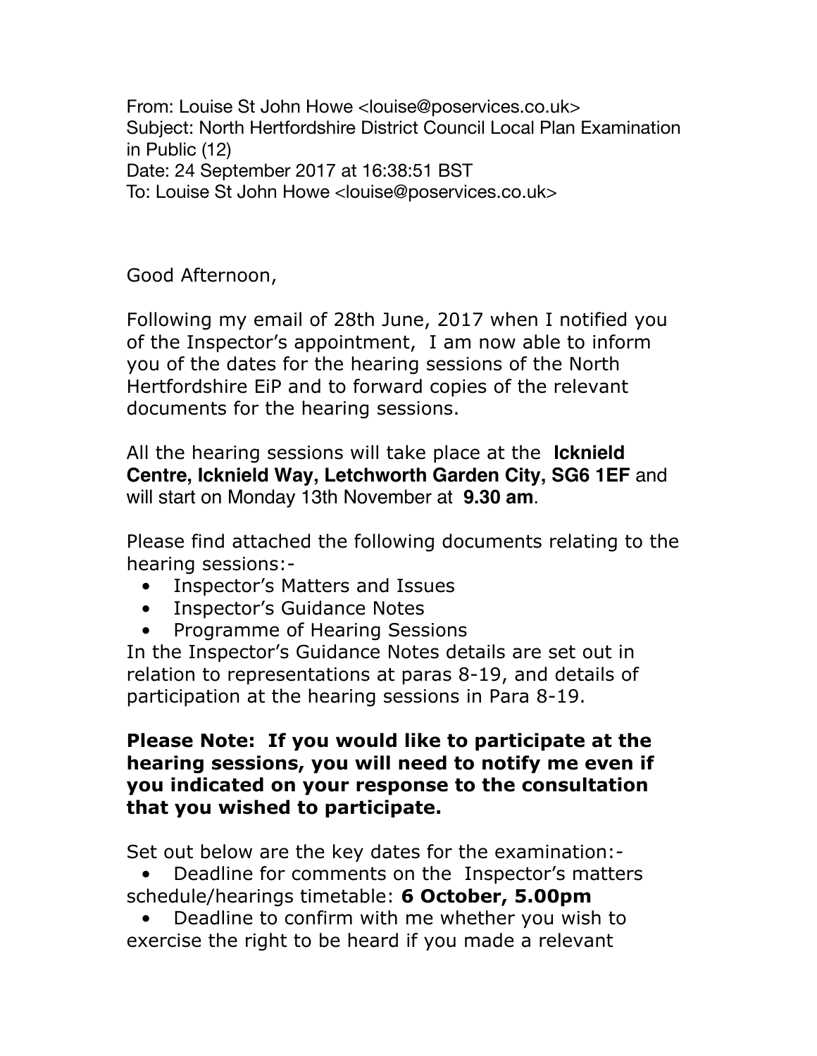From: Louise St John Howe <louise@poservices.co.uk>
Subject: North Hertfordshire District Council Local Plan Examination in Public (12)
Date: 24 September 2017 at 16:38:51 BST
To: Louise St John Howe <louise@poservices.co.uk>

Good Afternoon,

Following my email of 28th June, 2017 when I notified you of the Inspector's appointment, I am now able to inform you of the dates for the hearing sessions of the North Hertfordshire EiP and to forward copies of the relevant documents for the hearing sessions.

All the hearing sessions will take place at the **Icknield Centre, Icknield Way, Letchworth Garden City, SG6 1EF** and will start on Monday 13th November at **9.30 am**.

Please find attached the following documents relating to the hearing sessions:-

- Inspector's Matters and Issues
- Inspector's Guidance Notes
- Programme of Hearing Sessions

In the Inspector's Guidance Notes details are set out in relation to representations at paras 8-19, and details of participation at the hearing sessions in Para 8-19.

**Please Note: If you would like to participate at the hearing sessions, you will need to notify me even if you indicated on your response to the consultation that you wished to participate.**

Set out below are the key dates for the examination:-

- Deadline for comments on the Inspector's matters schedule/hearings timetable: **6 October, 5.00pm**
- Deadline to confirm with me whether you wish to exercise the right to be heard if you made a relevant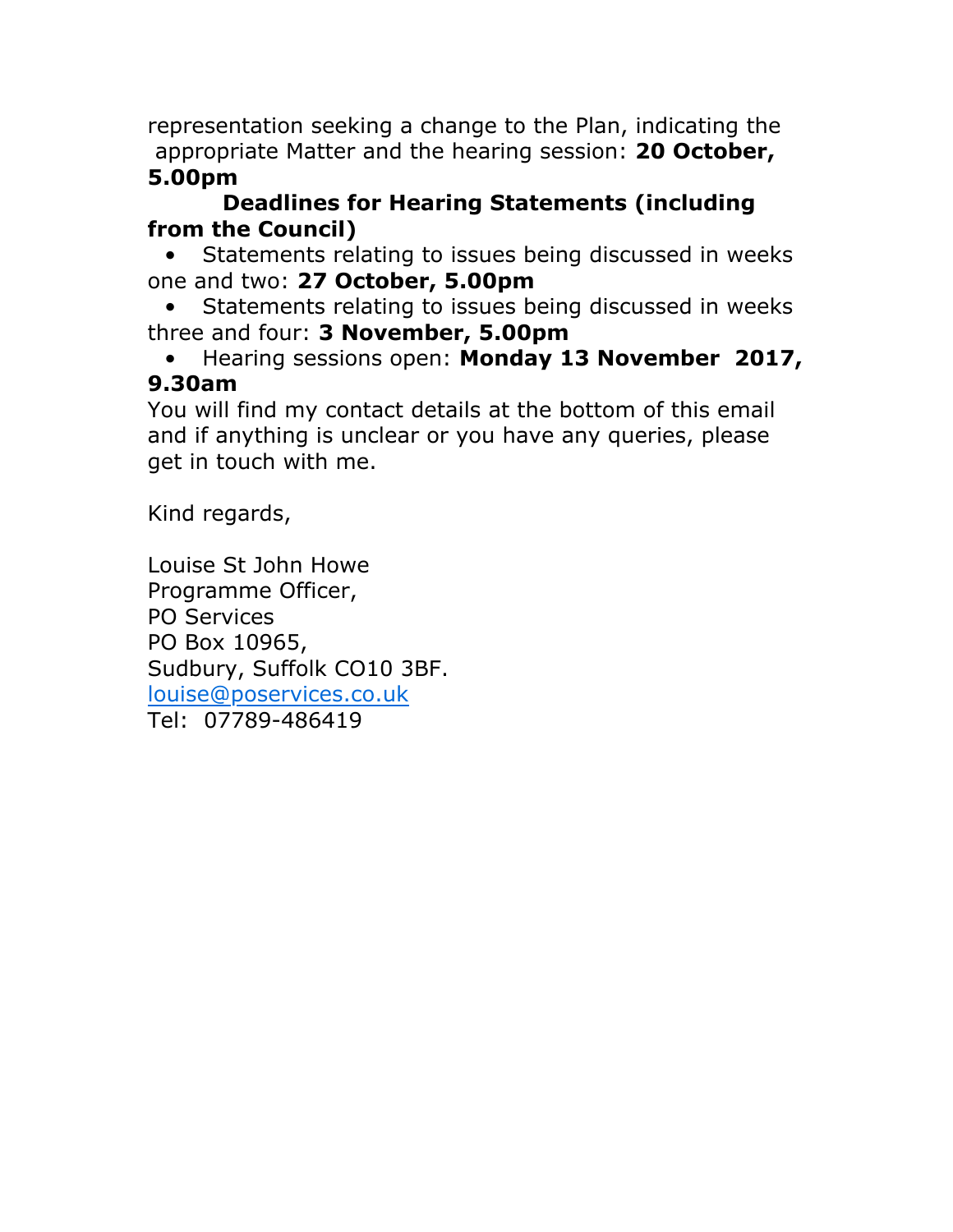representation seeking a change to the Plan, indicating the appropriate Matter and the hearing session: **20 October, 5.00pm**

**Deadlines for Hearing Statements (including from the Council)**

- Statements relating to issues being discussed in weeks one and two: **27 October, 5.00pm**
- Statements relating to issues being discussed in weeks three and four: **3 November, 5.00pm**
- Hearing sessions open: **Monday 13 November 2017, 9.30am**

You will find my contact details at the bottom of this email and if anything is unclear or you have any queries, please get in touch with me.

Kind regards,

Louise St John Howe
Programme Officer,
PO Services
PO Box 10965,
Sudbury, Suffolk CO10 3BF.
louise@poservices.co.uk
Tel: 07789-486419